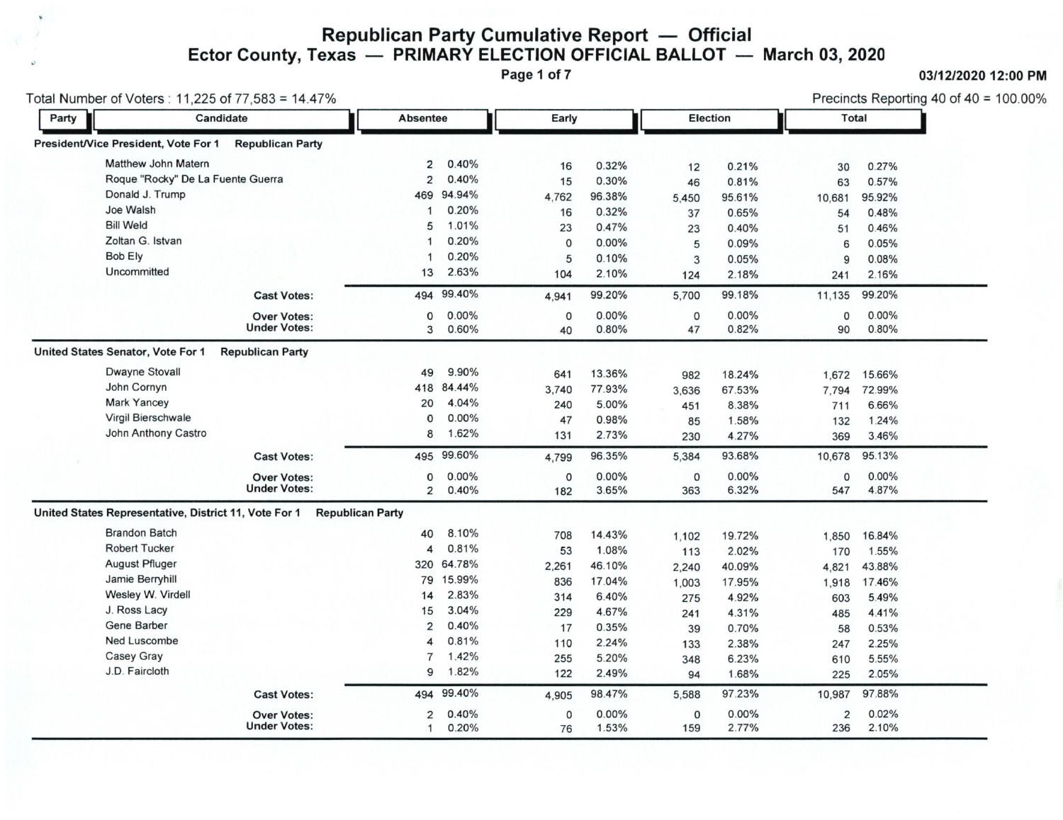# Republican Party Cumulative Report — Official

## Ector County, Texas — PRIMARY ELECTION OFFICIAL BALLOT — March 03, 2020

03/12/2020 12:00 PM

Total Number of Voters : 11,225 of 77,583 = 14.47%

Precincts Reporting 40 of 40 = 100.00%

| Party | Candidate | Absentee | | Early | | Election | | Total | |
|---|---|---|---|---|---|---|---|---|---|
| **President/Vice President, Vote For 1** | **Republican Party** | | | | | | | | |
| | Matthew John Matern | 2 | 0.40% | 16 | 0.32% | 12 | 0.21% | 30 | 0.27% |
| | Roque "Rocky" De La Fuente Guerra | 2 | 0.40% | 15 | 0.30% | 46 | 0.81% | 63 | 0.57% |
| | Donald J. Trump | 469 | 94.94% | 4,762 | 96.38% | 5,450 | 95.61% | 10,681 | 95.92% |
| | Joe Walsh | 1 | 0.20% | 16 | 0.32% | 37 | 0.65% | 54 | 0.48% |
| | Bill Weld | 5 | 1.01% | 23 | 0.47% | 23 | 0.40% | 51 | 0.46% |
| | Zoltan G. Istvan | 1 | 0.20% | 0 | 0.00% | 5 | 0.09% | 6 | 0.05% |
| | Bob Ely | 1 | 0.20% | 5 | 0.10% | 3 | 0.05% | 9 | 0.08% |
| | Uncommitted | 13 | 2.63% | 104 | 2.10% | 124 | 2.18% | 241 | 2.16% |
| | **Cast Votes:** | 494 | 99.40% | 4,941 | 99.20% | 5,700 | 99.18% | 11,135 | 99.20% |
| | **Over Votes:** | 0 | 0.00% | 0 | 0.00% | 0 | 0.00% | 0 | 0.00% |
| | **Under Votes:** | 3 | 0.60% | 40 | 0.80% | 47 | 0.82% | 90 | 0.80% |
| **United States Senator, Vote For 1** | **Republican Party** | | | | | | | | |
| | Dwayne Stovall | 49 | 9.90% | 641 | 13.36% | 982 | 18.24% | 1,672 | 15.66% |
| | John Cornyn | 418 | 84.44% | 3,740 | 77.93% | 3,636 | 67.53% | 7,794 | 72.99% |
| | Mark Yancey | 20 | 4.04% | 240 | 5.00% | 451 | 8.38% | 711 | 6.66% |
| | Virgil Bierschwale | 0 | 0.00% | 47 | 0.98% | 85 | 1.58% | 132 | 1.24% |
| | John Anthony Castro | 8 | 1.62% | 131 | 2.73% | 230 | 4.27% | 369 | 3.46% |
| | **Cast Votes:** | 495 | 99.60% | 4,799 | 96.35% | 5,384 | 93.68% | 10,678 | 95.13% |
| | **Over Votes:** | 0 | 0.00% | 0 | 0.00% | 0 | 0.00% | 0 | 0.00% |
| | **Under Votes:** | 2 | 0.40% | 182 | 3.65% | 363 | 6.32% | 547 | 4.87% |
| **United States Representative, District 11, Vote For 1** | **Republican Party** | | | | | | | | |
| | Brandon Batch | 40 | 8.10% | 708 | 14.43% | 1,102 | 19.72% | 1,850 | 16.84% |
| | Robert Tucker | 4 | 0.81% | 53 | 1.08% | 113 | 2.02% | 170 | 1.55% |
| | August Pfluger | 320 | 64.78% | 2,261 | 46.10% | 2,240 | 40.09% | 4,821 | 43.88% |
| | Jamie Berryhill | 79 | 15.99% | 836 | 17.04% | 1,003 | 17.95% | 1,918 | 17.46% |
| | Wesley W. Virdell | 14 | 2.83% | 314 | 6.40% | 275 | 4.92% | 603 | 5.49% |
| | J. Ross Lacy | 15 | 3.04% | 229 | 4.67% | 241 | 4.31% | 485 | 4.41% |
| | Gene Barber | 2 | 0.40% | 17 | 0.35% | 39 | 0.70% | 58 | 0.53% |
| | Ned Luscombe | 4 | 0.81% | 110 | 2.24% | 133 | 2.38% | 247 | 2.25% |
| | Casey Gray | 7 | 1.42% | 255 | 5.20% | 348 | 6.23% | 610 | 5.55% |
| | J.D. Faircloth | 9 | 1.82% | 122 | 2.49% | 94 | 1.68% | 225 | 2.05% |
| | **Cast Votes:** | 494 | 99.40% | 4,905 | 98.47% | 5,588 | 97.23% | 10,987 | 97.88% |
| | **Over Votes:** | 2 | 0.40% | 0 | 0.00% | 0 | 0.00% | 2 | 0.02% |
| | **Under Votes:** | 1 | 0.20% | 76 | 1.53% | 159 | 2.77% | 236 | 2.10% |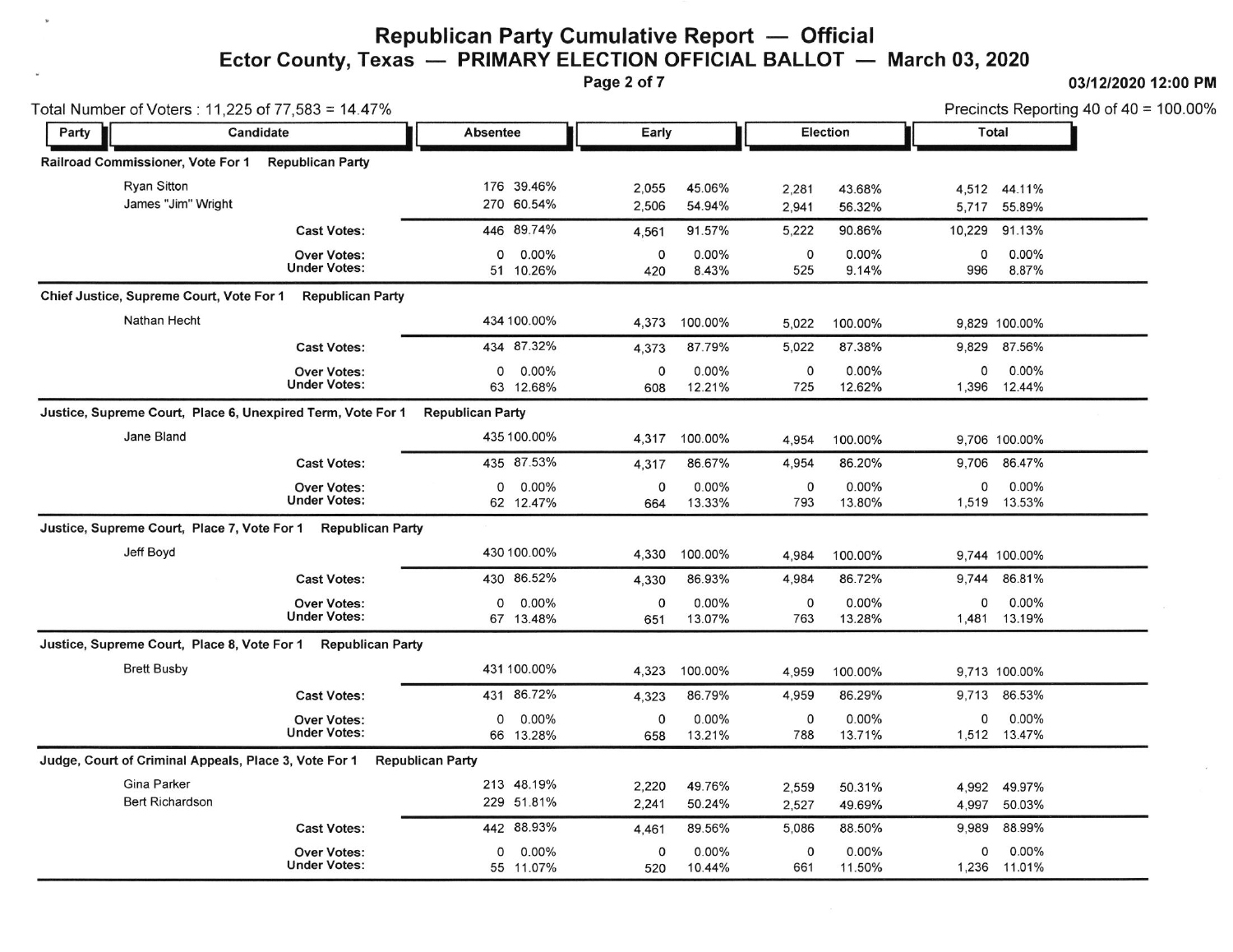# Republican Party Cumulative Report — Official

## Ector County, Texas — PRIMARY ELECTION OFFICIAL BALLOT — March 03, 2020

03/12/2020 12:00 PM

Total Number of Voters : 11,225 of 77,583 = 14.47%

Precincts Reporting 40 of 40 = 100.00%

| Party | Candidate | Absentee | | Early | | Election | | Total | |
|---|---|---|---|---|---|---|---|---|---|
| **Railroad Commissioner, Vote For 1** | **Republican Party** | | | | | | | | |
| | Ryan Sitton | 176 | 39.46% | 2,055 | 45.06% | 2,281 | 43.68% | 4,512 | 44.11% |
| | James "Jim" Wright | 270 | 60.54% | 2,506 | 54.94% | 2,941 | 56.32% | 5,717 | 55.89% |
| | **Cast Votes:** | 446 | 89.74% | 4,561 | 91.57% | 5,222 | 90.86% | 10,229 | 91.13% |
| | **Over Votes:** | 0 | 0.00% | 0 | 0.00% | 0 | 0.00% | 0 | 0.00% |
| | **Under Votes:** | 51 | 10.26% | 420 | 8.43% | 525 | 9.14% | 996 | 8.87% |
| **Chief Justice, Supreme Court, Vote For 1** | **Republican Party** | | | | | | | | |
| | Nathan Hecht | 434 | 100.00% | 4,373 | 100.00% | 5,022 | 100.00% | 9,829 | 100.00% |
| | **Cast Votes:** | 434 | 87.32% | 4,373 | 87.79% | 5,022 | 87.38% | 9,829 | 87.56% |
| | **Over Votes:** | 0 | 0.00% | 0 | 0.00% | 0 | 0.00% | 0 | 0.00% |
| | **Under Votes:** | 63 | 12.68% | 608 | 12.21% | 725 | 12.62% | 1,396 | 12.44% |
| **Justice, Supreme Court, Place 6, Unexpired Term, Vote For 1** | **Republican Party** | | | | | | | | |
| | Jane Bland | 435 | 100.00% | 4,317 | 100.00% | 4,954 | 100.00% | 9,706 | 100.00% |
| | **Cast Votes:** | 435 | 87.53% | 4,317 | 86.67% | 4,954 | 86.20% | 9,706 | 86.47% |
| | **Over Votes:** | 0 | 0.00% | 0 | 0.00% | 0 | 0.00% | 0 | 0.00% |
| | **Under Votes:** | 62 | 12.47% | 664 | 13.33% | 793 | 13.80% | 1,519 | 13.53% |
| **Justice, Supreme Court, Place 7, Vote For 1** | **Republican Party** | | | | | | | | |
| | Jeff Boyd | 430 | 100.00% | 4,330 | 100.00% | 4,984 | 100.00% | 9,744 | 100.00% |
| | **Cast Votes:** | 430 | 86.52% | 4,330 | 86.93% | 4,984 | 86.72% | 9,744 | 86.81% |
| | **Over Votes:** | 0 | 0.00% | 0 | 0.00% | 0 | 0.00% | 0 | 0.00% |
| | **Under Votes:** | 67 | 13.48% | 651 | 13.07% | 763 | 13.28% | 1,481 | 13.19% |
| **Justice, Supreme Court, Place 8, Vote For 1** | **Republican Party** | | | | | | | | |
| | Brett Busby | 431 | 100.00% | 4,323 | 100.00% | 4,959 | 100.00% | 9,713 | 100.00% |
| | **Cast Votes:** | 431 | 86.72% | 4,323 | 86.79% | 4,959 | 86.29% | 9,713 | 86.53% |
| | **Over Votes:** | 0 | 0.00% | 0 | 0.00% | 0 | 0.00% | 0 | 0.00% |
| | **Under Votes:** | 66 | 13.28% | 658 | 13.21% | 788 | 13.71% | 1,512 | 13.47% |
| **Judge, Court of Criminal Appeals, Place 3, Vote For 1** | **Republican Party** | | | | | | | | |
| | Gina Parker | 213 | 48.19% | 2,220 | 49.76% | 2,559 | 50.31% | 4,992 | 49.97% |
| | Bert Richardson | 229 | 51.81% | 2,241 | 50.24% | 2,527 | 49.69% | 4,997 | 50.03% |
| | **Cast Votes:** | 442 | 88.93% | 4,461 | 89.56% | 5,086 | 88.50% | 9,989 | 88.99% |
| | **Over Votes:** | 0 | 0.00% | 0 | 0.00% | 0 | 0.00% | 0 | 0.00% |
| | **Under Votes:** | 55 | 11.07% | 520 | 10.44% | 661 | 11.50% | 1,236 | 11.01% |